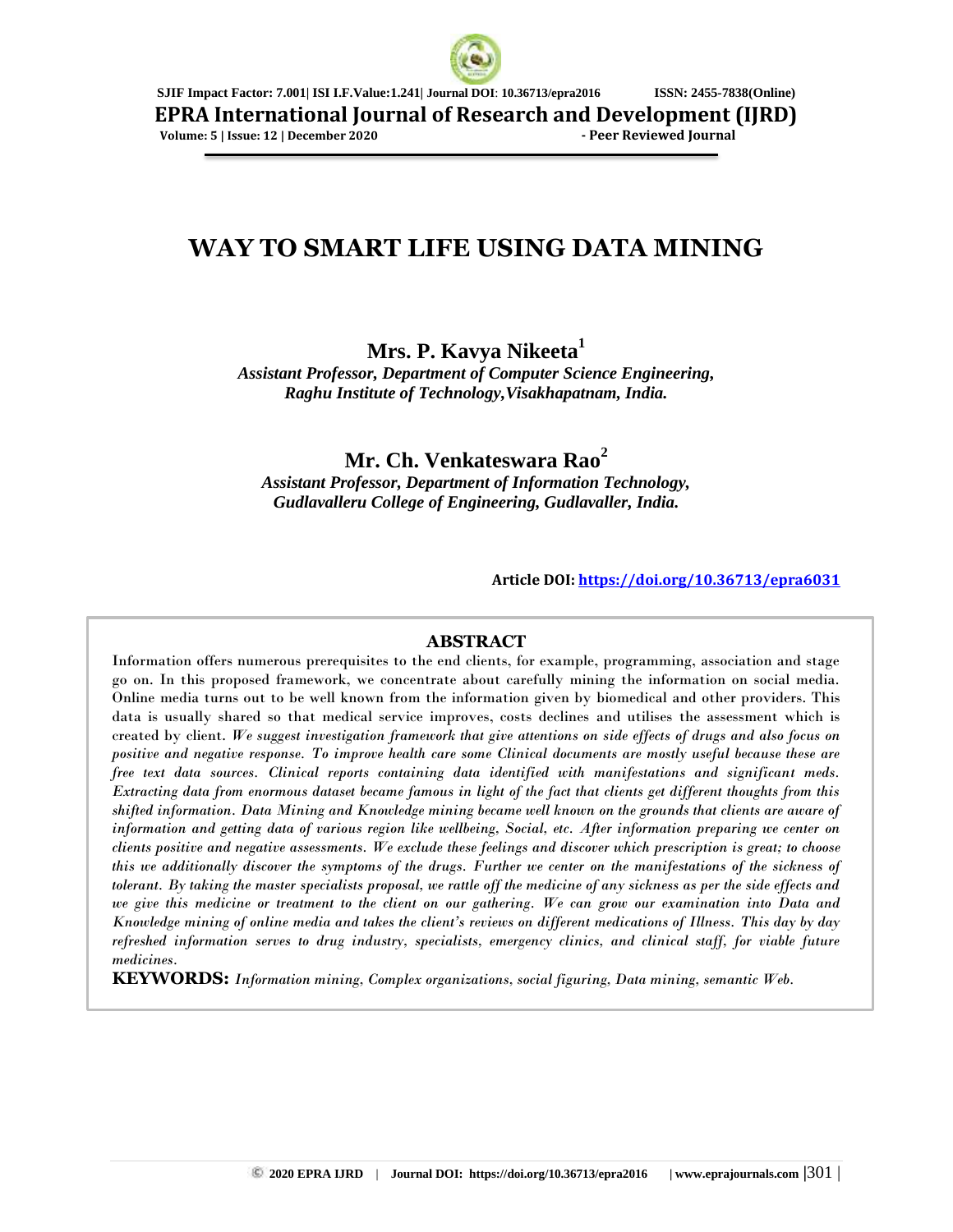# WAY TO SMART LIFE USING DATA MINING

**Mrs. P. Kavya Nikeeta**[1]

*Assistant Professor, Department of Computer Science Engineering, Raghu Institute of Technology,Visakhapatnam, India.*

**Mr. Ch. Venkateswara Rao**[2]

*Assistant Professor, Department of Information Technology, Gudlavalleru College of Engineering, Gudlavaller, India.*

**Article DOI:** https://doi.org/10.36713/epra6031

## ABSTRACT

Information offers numerous prerequisites to the end clients, for example, programming, association and stage go on. In this proposed framework, we concentrate about carefully mining the information on social media. Online media turns out to be well known from the information given by biomedical and other providers. This data is usually shared so that medical service improves, costs declines and utilises the assessment which is created by client. *We suggest investigation framework that give attentions on side effects of drugs and also focus on positive and negative response. To improve health care some Clinical documents are mostly useful because these are free text data sources. Clinical reports containing data identified with manifestations and significant meds. Extracting data from enormous dataset became famous in light of the fact that clients get different thoughts from this shifted information. Data Mining and Knowledge mining became well known on the grounds that clients are aware of information and getting data of various region like wellbeing, Social, etc. After information preparing we center on clients positive and negative assessments. We exclude these feelings and discover which prescription is great; to choose this we additionally discover the symptoms of the drugs. Further we center on the manifestations of the sickness of tolerant. By taking the master specialists proposal, we rattle off the medicine of any sickness as per the side effects and we give this medicine or treatment to the client on our gathering. We can grow our examination into Data and Knowledge mining of online media and takes the client's reviews on different medications of Illness. This day by day refreshed information serves to drug industry, specialists, emergency clinics, and clinical staff, for viable future medicines.*

**KEYWORDS:** *Information mining, Complex organizations, social figuring, Data mining, semantic Web.*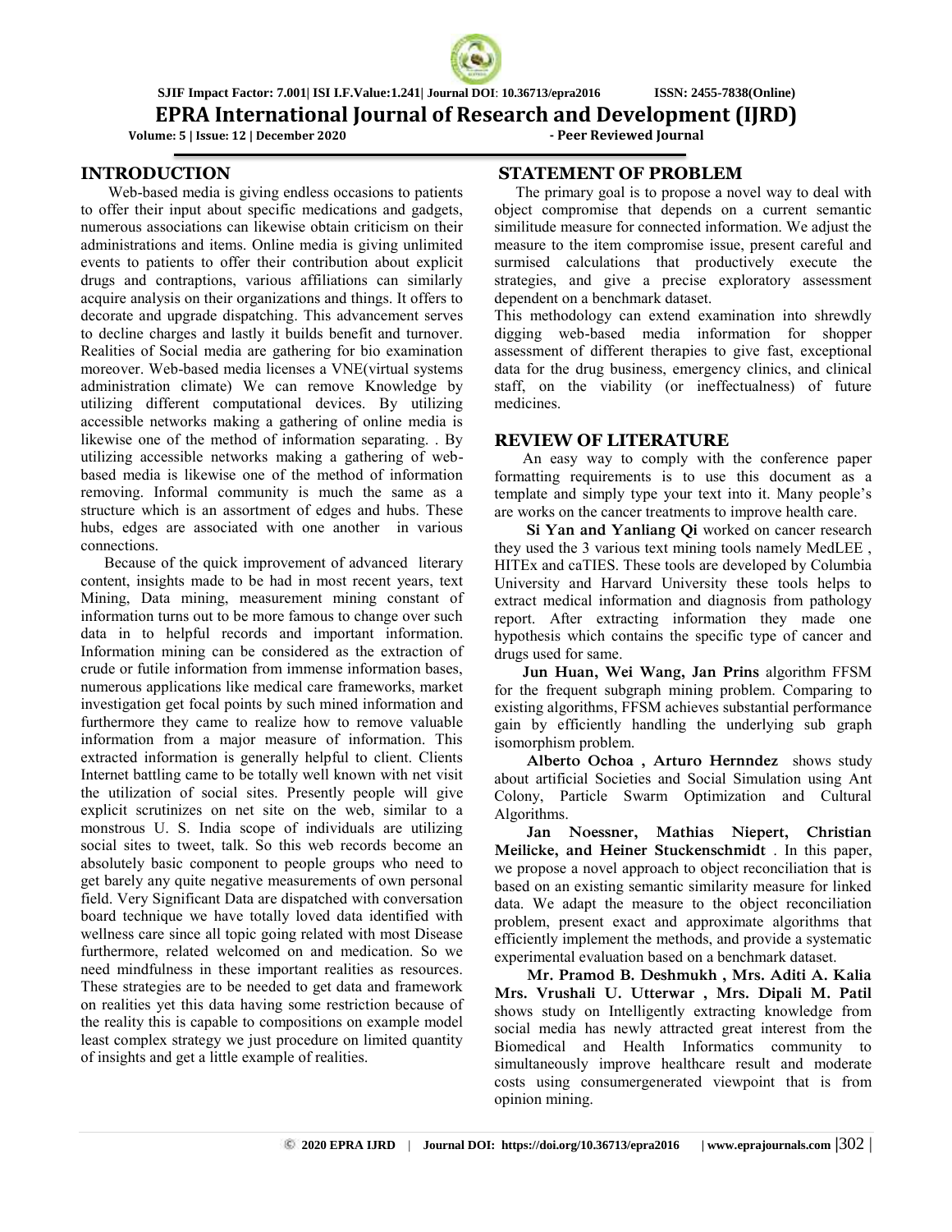## INTRODUCTION

Web-based media is giving endless occasions to patients to offer their input about specific medications and gadgets, numerous associations can likewise obtain criticism on their administrations and items. Online media is giving unlimited events to patients to offer their contribution about explicit drugs and contraptions, various affiliations can similarly acquire analysis on their organizations and things. It offers to decorate and upgrade dispatching. This advancement serves to decline charges and lastly it builds benefit and turnover. Realities of Social media are gathering for bio examination moreover. Web-based media licenses a VNE(virtual systems administration climate) We can remove Knowledge by utilizing different computational devices. By utilizing accessible networks making a gathering of online media is likewise one of the method of information separating. . By utilizing accessible networks making a gathering of web-based media is likewise one of the method of information removing. Informal community is much the same as a structure which is an assortment of edges and hubs. These hubs, edges are associated with one another in various connections.

Because of the quick improvement of advanced literary content, insights made to be had in most recent years, text Mining, Data mining, measurement mining constant of information turns out to be more famous to change over such data in to helpful records and important information. Information mining can be considered as the extraction of crude or futile information from immense information bases, numerous applications like medical care frameworks, market investigation get focal points by such mined information and furthermore they came to realize how to remove valuable information from a major measure of information. This extracted information is generally helpful to client. Clients Internet battling came to be totally well known with net visit the utilization of social sites. Presently people will give explicit scrutinizes on net site on the web, similar to a monstrous U. S. India scope of individuals are utilizing social sites to tweet, talk. So this web records become an absolutely basic component to people groups who need to get barely any quite negative measurements of own personal field. Very Significant Data are dispatched with conversation board technique we have totally loved data identified with wellness care since all topic going related with most Disease furthermore, related welcomed on and medication. So we need mindfulness in these important realities as resources. These strategies are to be needed to get data and framework on realities yet this data having some restriction because of the reality this is capable to compositions on example model least complex strategy we just procedure on limited quantity of insights and get a little example of realities.

## STATEMENT OF PROBLEM

The primary goal is to propose a novel way to deal with object compromise that depends on a current semantic similitude measure for connected information. We adjust the measure to the item compromise issue, present careful and surmised calculations that productively execute the strategies, and give a precise exploratory assessment dependent on a benchmark dataset.

This methodology can extend examination into shrewdly digging web-based media information for shopper assessment of different therapies to give fast, exceptional data for the drug business, emergency clinics, and clinical staff, on the viability (or ineffectualness) of future medicines.

## REVIEW OF LITERATURE

An easy way to comply with the conference paper formatting requirements is to use this document as a template and simply type your text into it. Many people's are works on the cancer treatments to improve health care.

**Si Yan and Yanliang Qi** worked on cancer research they used the 3 various text mining tools namely MedLEE , HITEx and caTIES. These tools are developed by Columbia University and Harvard University these tools helps to extract medical information and diagnosis from pathology report. After extracting information they made one hypothesis which contains the specific type of cancer and drugs used for same.

**Jun Huan, Wei Wang, Jan Prins** algorithm FFSM for the frequent subgraph mining problem. Comparing to existing algorithms, FFSM achieves substantial performance gain by efficiently handling the underlying sub graph isomorphism problem.

**Alberto Ochoa , Arturo Hernndez** shows study about artificial Societies and Social Simulation using Ant Colony, Particle Swarm Optimization and Cultural Algorithms.

**Jan Noessner, Mathias Niepert, Christian Meilicke, and Heiner Stuckenschmidt** . In this paper, we propose a novel approach to object reconciliation that is based on an existing semantic similarity measure for linked data. We adapt the measure to the object reconciliation problem, present exact and approximate algorithms that efficiently implement the methods, and provide a systematic experimental evaluation based on a benchmark dataset.

**Mr. Pramod B. Deshmukh , Mrs. Aditi A. Kalia Mrs. Vrushali U. Utterwar , Mrs. Dipali M. Patil** shows study on Intelligently extracting knowledge from social media has newly attracted great interest from the Biomedical and Health Informatics community to simultaneously improve healthcare result and moderate costs using consumergenerated viewpoint that is from opinion mining.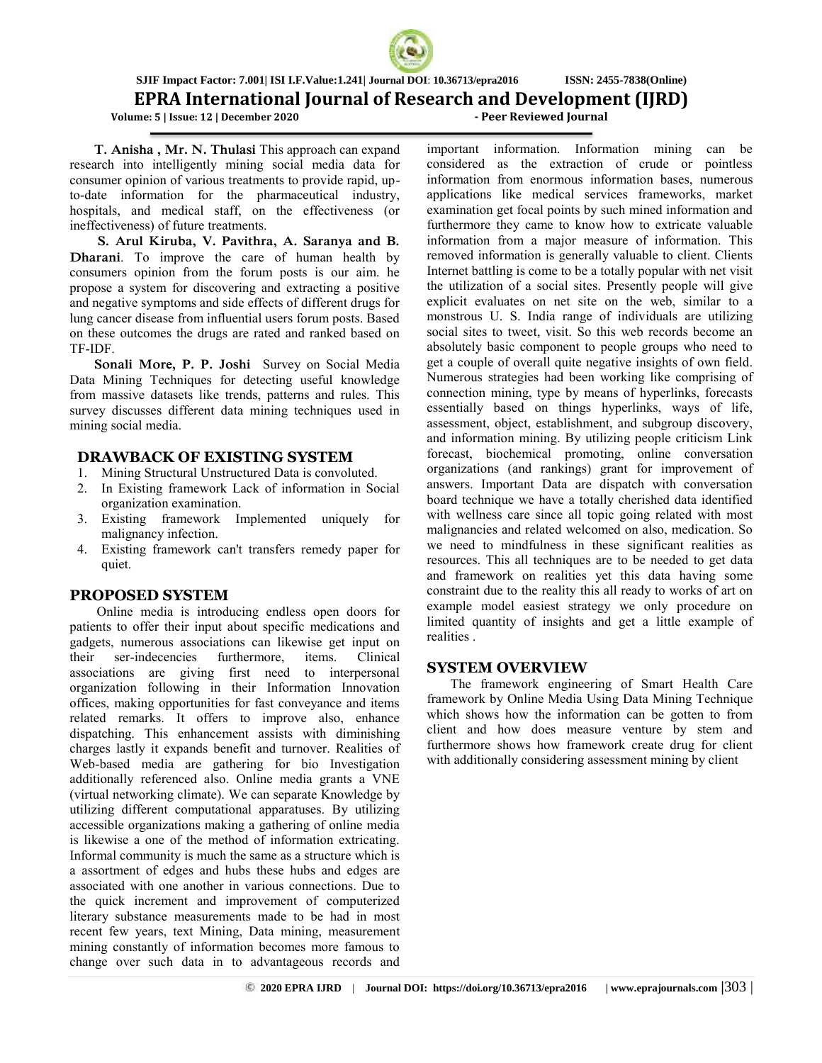**T. Anisha , Mr. N. Thulasi** This approach can expand research into intelligently mining social media data for consumer opinion of various treatments to provide rapid, up-to-date information for the pharmaceutical industry, hospitals, and medical staff, on the effectiveness (or ineffectiveness) of future treatments.

**S. Arul Kiruba, V. Pavithra, A. Saranya and B. Dharani**. To improve the care of human health by consumers opinion from the forum posts is our aim. he propose a system for discovering and extracting a positive and negative symptoms and side effects of different drugs for lung cancer disease from influential users forum posts. Based on these outcomes the drugs are rated and ranked based on TF-IDF.

**Sonali More, P. P. Joshi** Survey on Social Media Data Mining Techniques for detecting useful knowledge from massive datasets like trends, patterns and rules. This survey discusses different data mining techniques used in mining social media.

## DRAWBACK OF EXISTING SYSTEM

1. Mining Structural Unstructured Data is convoluted.
2. In Existing framework Lack of information in Social organization examination.
3. Existing framework Implemented uniquely for malignancy infection.
4. Existing framework can't transfers remedy paper for quiet.

## PROPOSED SYSTEM

Online media is introducing endless open doors for patients to offer their input about specific medications and gadgets, numerous associations can likewise get input on their ser-indecencies furthermore, items. Clinical associations are giving first need to interpersonal organization following in their Information Innovation offices, making opportunities for fast conveyance and items related remarks. It offers to improve also, enhance dispatching. This enhancement assists with diminishing charges lastly it expands benefit and turnover. Realities of Web-based media are gathering for bio Investigation additionally referenced also. Online media grants a VNE (virtual networking climate). We can separate Knowledge by utilizing different computational apparatuses. By utilizing accessible organizations making a gathering of online media is likewise a one of the method of information extricating. Informal community is much the same as a structure which is a assortment of edges and hubs these hubs and edges are associated with one another in various connections. Due to the quick increment and improvement of computerized literary substance measurements made to be had in most recent few years, text Mining, Data mining, measurement mining constantly of information becomes more famous to change over such data in to advantageous records and important information. Information mining can be considered as the extraction of crude or pointless information from enormous information bases, numerous applications like medical services frameworks, market examination get focal points by such mined information and furthermore they came to know how to extricate valuable information from a major measure of information. This removed information is generally valuable to client. Clients Internet battling is come to be a totally popular with net visit the utilization of a social sites. Presently people will give explicit evaluates on net site on the web, similar to a monstrous U. S. India range of individuals are utilizing social sites to tweet, visit. So this web records become an absolutely basic component to people groups who need to get a couple of overall quite negative insights of own field. Numerous strategies had been working like comprising of connection mining, type by means of hyperlinks, forecasts essentially based on things hyperlinks, ways of life, assessment, object, establishment, and subgroup discovery, and information mining. By utilizing people criticism Link forecast, biochemical promoting, online conversation organizations (and rankings) grant for improvement of answers. Important Data are dispatch with conversation board technique we have a totally cherished data identified with wellness care since all topic going related with most malignancies and related welcomed on also, medication. So we need to mindfulness in these significant realities as resources. This all techniques are to be needed to get data and framework on realities yet this data having some constraint due to the reality this all ready to works of art on example model easiest strategy we only procedure on limited quantity of insights and get a little example of realities .

## SYSTEM OVERVIEW

The framework engineering of Smart Health Care framework by Online Media Using Data Mining Technique which shows how the information can be gotten to from client and how does measure venture by stem and furthermore shows how framework create drug for client with additionally considering assessment mining by client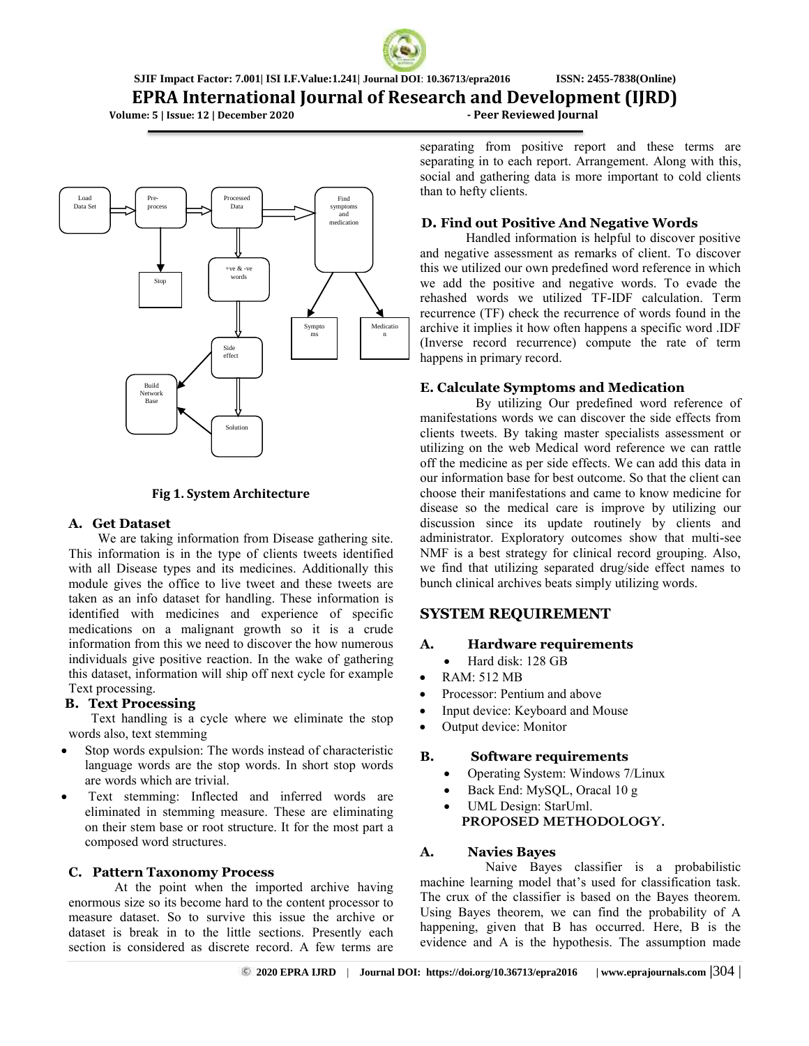Fig 1. System Architecture

### A. Get Dataset

We are taking information from Disease gathering site. This information is in the type of clients tweets identified with all Disease types and its medicines. Additionally this module gives the office to live tweet and these tweets are taken as an info dataset for handling. These information is identified with medicines and experience of specific medications on a malignant growth so it is a crude information from this we need to discover the how numerous individuals give positive reaction. In the wake of gathering this dataset, information will ship off next cycle for example Text processing.

### B. Text Processing

Text handling is a cycle where we eliminate the stop words also, text stemming

- Stop words expulsion: The words instead of characteristic language words are the stop words. In short stop words are words which are trivial.
- Text stemming: Inflected and inferred words are eliminated in stemming measure. These are eliminating on their stem base or root structure. It for the most part a composed word structures.

### C. Pattern Taxonomy Process

At the point when the imported archive having enormous size so its become hard to the content processor to measure dataset. So to survive this issue the archive or dataset is break in to the little sections. Presently each section is considered as discrete record. A few terms are separating from positive report and these terms are separating in to each report. Arrangement. Along with this, social and gathering data is more important to cold clients than to hefty clients.

### D. Find out Positive And Negative Words

Handled information is helpful to discover positive and negative assessment as remarks of client. To discover this we utilized our own predefined word reference in which we add the positive and negative words. To evade the rehashed words we utilized TF-IDF calculation. Term recurrence (TF) check the recurrence of words found in the archive it implies it how often happens a specific word .IDF (Inverse record recurrence) compute the rate of term happens in primary record.

### E. Calculate Symptoms and Medication

By utilizing Our predefined word reference of manifestations words we can discover the side effects from clients tweets. By taking master specialists assessment or utilizing on the web Medical word reference we can rattle off the medicine as per side effects. We can add this data in our information base for best outcome. So that the client can choose their manifestations and came to know medicine for disease so the medical care is improve by utilizing our discussion since its update routinely by clients and administrator. Exploratory outcomes show that multi-see NMF is a best strategy for clinical record grouping. Also, we find that utilizing separated drug/side effect names to bunch clinical archives beats simply utilizing words.

## SYSTEM REQUIREMENT

### A. Hardware requirements

- Hard disk: 128 GB
- RAM: 512 MB
- Processor: Pentium and above
- Input device: Keyboard and Mouse
- Output device: Monitor

### B. Software requirements

- Operating System: Windows 7/Linux
- Back End: MySQL, Oracal 10 g
- UML Design: StarUml.

## PROPOSED METHODOLOGY.

### A. Navies Bayes

Naive Bayes classifier is a probabilistic machine learning model that's used for classification task. The crux of the classifier is based on the Bayes theorem. Using Bayes theorem, we can find the probability of A happening, given that B has occurred. Here, B is the evidence and A is the hypothesis. The assumption made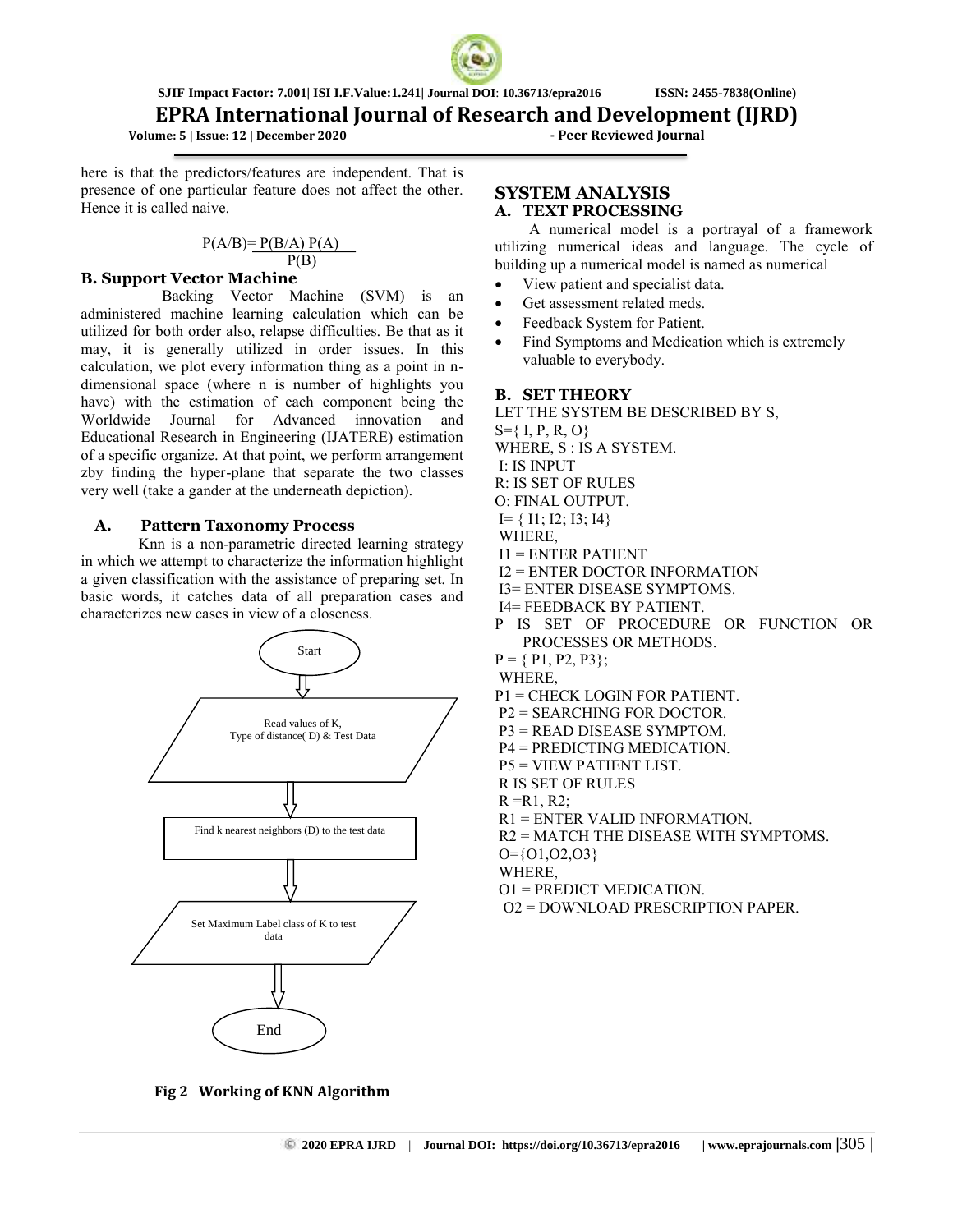here is that the predictors/features are independent. That is presence of one particular feature does not affect the other. Hence it is called naive.

$$P(A/B)=\frac{P(B/A)\,P(A)}{P(B)}$$

### B. Support Vector Machine

Backing Vector Machine (SVM) is an administered machine learning calculation which can be utilized for both order also, relapse difficulties. Be that as it may, it is generally utilized in order issues. In this calculation, we plot every information thing as a point in n-dimensional space (where n is number of highlights you have) with the estimation of each component being the Worldwide Journal for Advanced innovation and Educational Research in Engineering (IJATERE) estimation of a specific organize. At that point, we perform arrangement zby finding the hyper-plane that separate the two classes very well (take a gander at the underneath depiction).

### A. Pattern Taxonomy Process

Knn is a non-parametric directed learning strategy in which we attempt to characterize the information highlight a given classification with the assistance of preparing set. In basic words, it catches data of all preparation cases and characterizes new cases in view of a closeness.

Start

Read values of K, Type of distance( D) & Test Data

Find k nearest neighbors (D) to the test data

Set Maximum Label class of K to test data

End

**Fig 2 Working of KNN Algorithm**

## SYSTEM ANALYSIS

### A. TEXT PROCESSING

A numerical model is a portrayal of a framework utilizing numerical ideas and language. The cycle of building up a numerical model is named as numerical

- View patient and specialist data.
- Get assessment related meds.
- Feedback System for Patient.
- Find Symptoms and Medication which is extremely valuable to everybody.

### B. SET THEORY

LET THE SYSTEM BE DESCRIBED BY S,
S={ I, P, R, O}
WHERE, S : IS A SYSTEM.
I: IS INPUT
R: IS SET OF RULES
O: FINAL OUTPUT.
I= { I1; I2; I3; I4}
WHERE,
I1 = ENTER PATIENT
I2 = ENTER DOCTOR INFORMATION
I3= ENTER DISEASE SYMPTOMS.
I4= FEEDBACK BY PATIENT.
P IS SET OF PROCEDURE OR FUNCTION OR PROCESSES OR METHODS.
P = { P1, P2, P3};
WHERE,
P1 = CHECK LOGIN FOR PATIENT.
P2 = SEARCHING FOR DOCTOR.
P3 = READ DISEASE SYMPTOM.
P4 = PREDICTING MEDICATION.
P5 = VIEW PATIENT LIST.
R IS SET OF RULES
R =R1, R2;
R1 = ENTER VALID INFORMATION.
R2 = MATCH THE DISEASE WITH SYMPTOMS.
O={O1,O2,O3}
WHERE,
O1 = PREDICT MEDICATION.
O2 = DOWNLOAD PRESCRIPTION PAPER.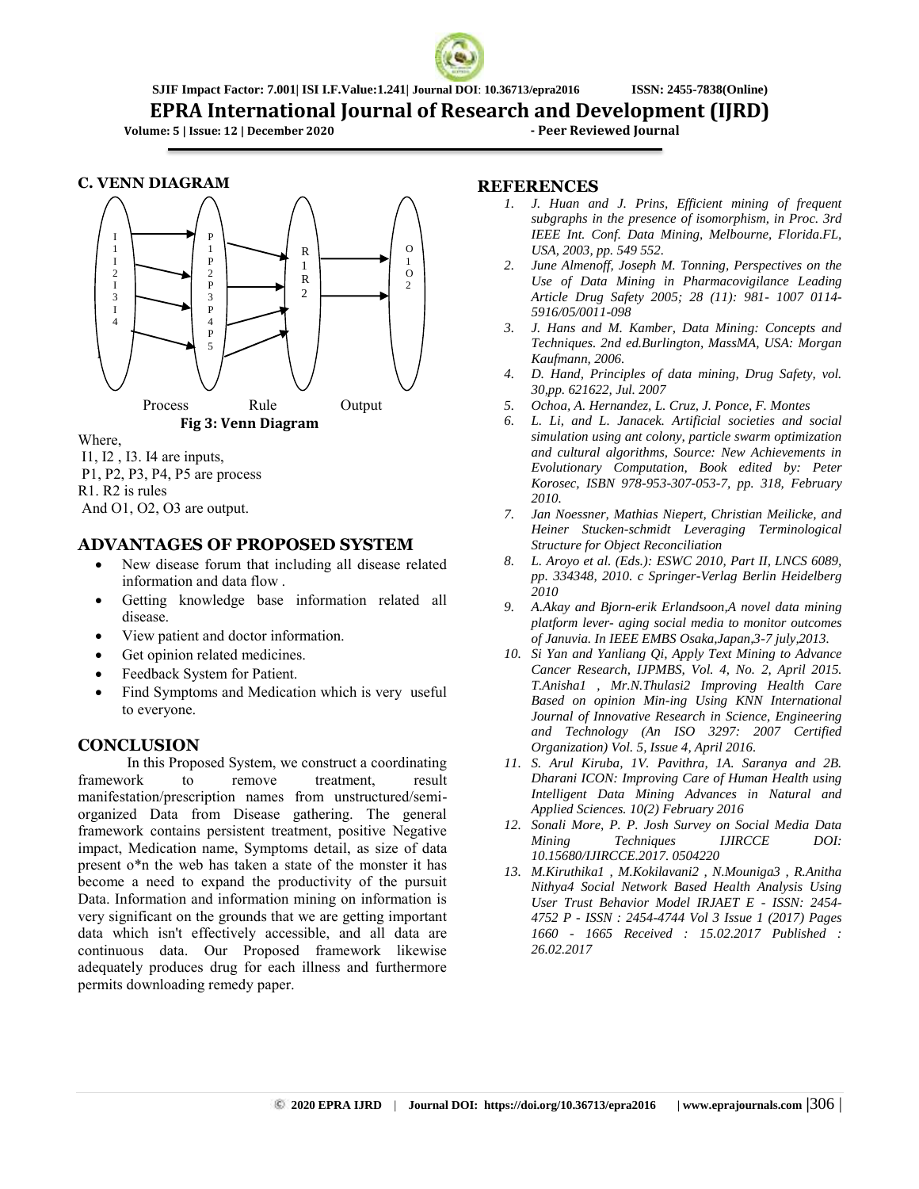### C. VENN DIAGRAM

I1 I2 I3 I4

P1 P2 P3 P4 P5

R1 R2

O1 O2

Process Rule Output

**Fig 3: Venn Diagram**

Where,
I1, I2 , I3. I4 are inputs,
P1, P2, P3, P4, P5 are process
R1. R2 is rules
And O1, O2, O3 are output.

## ADVANTAGES OF PROPOSED SYSTEM

- New disease forum that including all disease related information and data flow .
- Getting knowledge base information related all disease.
- View patient and doctor information.
- Get opinion related medicines.
- Feedback System for Patient.
- Find Symptoms and Medication which is very useful to everyone.

## CONCLUSION

In this Proposed System, we construct a coordinating framework to remove treatment, result manifestation/prescription names from unstructured/semi-organized Data from Disease gathering. The general framework contains persistent treatment, positive Negative impact, Medication name, Symptoms detail, as size of data present o*n the web has taken a state of the monster it has become a need to expand the productivity of the pursuit Data. Information and information mining on information is very significant on the grounds that we are getting important data which isn't effectively accessible, and all data are continuous data. Our Proposed framework likewise adequately produces drug for each illness and furthermore permits downloading remedy paper.

## REFERENCES

1. *J. Huan and J. Prins, Efficient mining of frequent subgraphs in the presence of isomorphism, in Proc. 3rd IEEE Int. Conf. Data Mining, Melbourne, Florida.FL, USA, 2003, pp. 549 552.*
2. *June Almenoff, Joseph M. Tonning, Perspectives on the Use of Data Mining in Pharmacovigilance Leading Article Drug Safety 2005; 28 (11): 981- 1007 0114-5916/05/0011-098*
3. *J. Hans and M. Kamber, Data Mining: Concepts and Techniques. 2nd ed.Burlington, MassMA, USA: Morgan Kaufmann, 2006.*
4. *D. Hand, Principles of data mining, Drug Safety, vol. 30,pp. 621622, Jul. 2007*
5. *Ochoa, A. Hernandez, L. Cruz, J. Ponce, F. Montes*
6. *L. Li, and L. Janacek. Artificial societies and social simulation using ant colony, particle swarm optimization and cultural algorithms, Source: New Achievements in Evolutionary Computation, Book edited by: Peter Korosec, ISBN 978-953-307-053-7, pp. 318, February 2010.*
7. *Jan Noessner, Mathias Niepert, Christian Meilicke, and Heiner Stucken-schmidt Leveraging Terminological Structure for Object Reconciliation*
8. *L. Aroyo et al. (Eds.): ESWC 2010, Part II, LNCS 6089, pp. 334348, 2010. c Springer-Verlag Berlin Heidelberg 2010*
9. *A.Akay and Bjorn-erik Erlandsoon,A novel data mining platform lever- aging social media to monitor outcomes of Januvia. In IEEE EMBS Osaka,Japan,3-7 july,2013.*
10. *Si Yan and Yanliang Qi, Apply Text Mining to Advance Cancer Research, IJPMBS, Vol. 4, No. 2, April 2015. T.Anisha1 , Mr.N.Thulasi2 Improving Health Care Based on opinion Min-ing Using KNN International Journal of Innovative Research in Science, Engineering and Technology (An ISO 3297: 2007 Certified Organization) Vol. 5, Issue 4, April 2016.*
11. *S. Arul Kiruba, 1V. Pavithra, 1A. Saranya and 2B. Dharani ICON: Improving Care of Human Health using Intelligent Data Mining Advances in Natural and Applied Sciences. 10(2) February 2016*
12. *Sonali More, P. P. Josh Survey on Social Media Data Mining Techniques IJIRCCE DOI: 10.15680/IJIRCCE.2017. 0504220*
13. *M.Kiruthika1 , M.Kokilavani2 , N.Mouniga3 , R.Anitha Nithya4 Social Network Based Health Analysis Using User Trust Behavior Model IRJAET E - ISSN: 2454-4752 P - ISSN : 2454-4744 Vol 3 Issue 1 (2017) Pages 1660 - 1665 Received : 15.02.2017 Published : 26.02.2017*